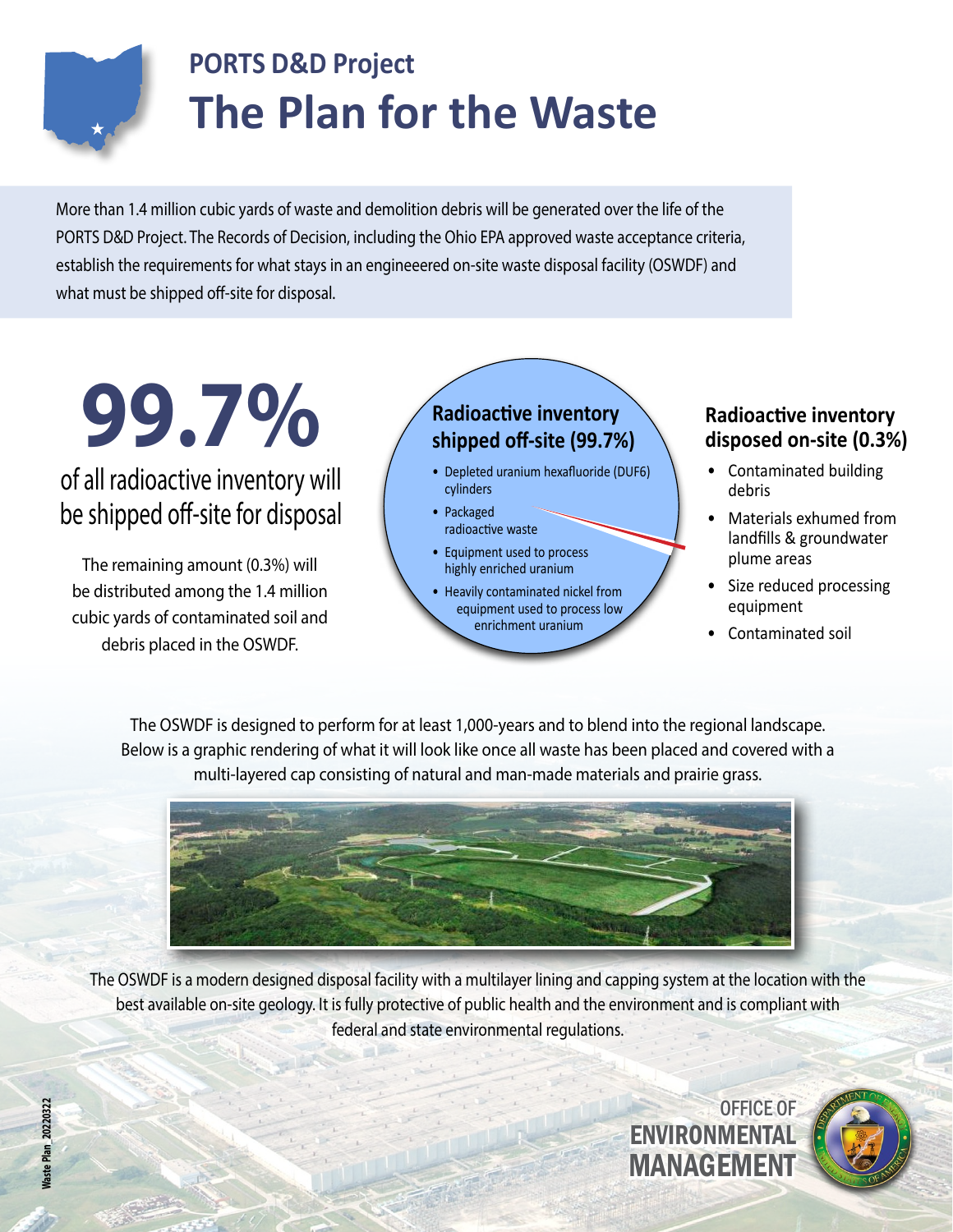# PORTS D&D Project

# The Plan for the Waste

More than 1.4 million cubic yards of waste and demolition debris will be generated over the life of the PORTS D&D Project. The Records of Decision, including the Ohio EPA approved waste acceptance criteria, establish the requirements for what stays in an engineeered on-site waste disposal facility (OSWDF) and what must be shipped off-site for disposal.

## 99.7%

of all radioactive inventory will be shipped off-site for disposal

The remaining amount (0.3%) will be distributed among the 1.4 million cubic yards of contaminated soil and debris placed in the OSWDF.

### Radioactive inventory shipped off-site (99.7%)

- Depleted uranium hexafluoride (DUF6) cylinders
- Packaged radioactive waste
- Equipment used to process highly enriched uranium
- Heavily contaminated nickel from equipment used to process low enrichment uranium

### Radioactive inventory disposed on-site (0.3%)

- Contaminated building debris
- Materials exhumed from landfills & groundwater plume areas
- Size reduced processing equipment
- Contaminated soil

The OSWDF is designed to perform for at least 1,000-years and to blend into the regional landscape. Below is a graphic rendering of what it will look like once all waste has been placed and covered with a multi-layered cap consisting of natural and man-made materials and prairie grass.

The OSWDF is a modern designed disposal facility with a multilayer lining and capping system at the location with the best available on-site geology. It is fully protective of public health and the environment and is compliant with federal and state environmental regulations.

OFFICE OF ENVIRONMENTAL MANAGEMENT

Waste Plan_20220322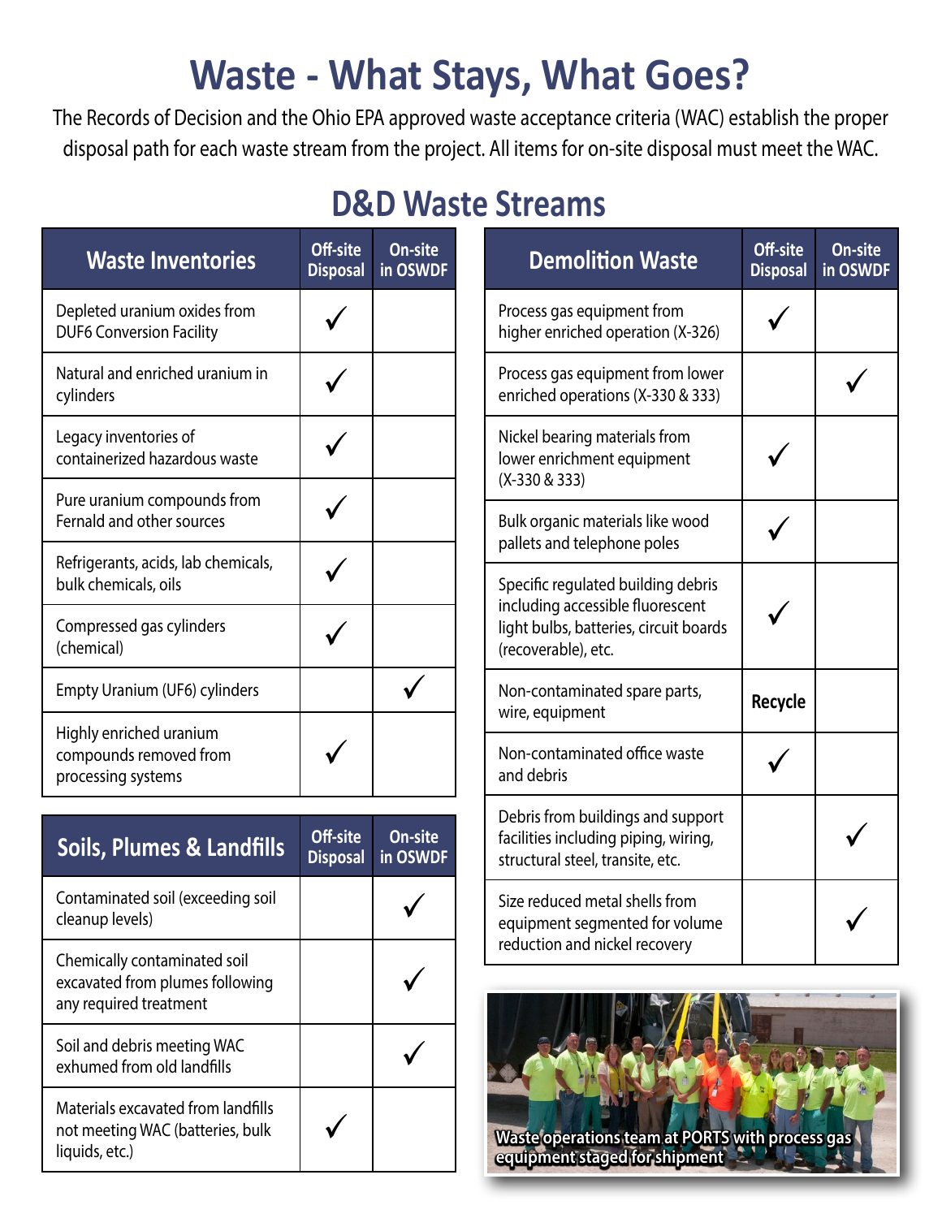# Waste - What Stays, What Goes?

The Records of Decision and the Ohio EPA approved waste acceptance criteria (WAC) establish the proper disposal path for each waste stream from the project. All items for on-site disposal must meet the WAC.

## D&D Waste Streams

| Waste Inventories | Off-site Disposal | On-site in OSWDF |
|---|---|---|
| Depleted uranium oxides from DUF6 Conversion Facility | ✓ | |
| Natural and enriched uranium in cylinders | ✓ | |
| Legacy inventories of containerized hazardous waste | ✓ | |
| Pure uranium compounds from Fernald and other sources | ✓ | |
| Refrigerants, acids, lab chemicals, bulk chemicals, oils | ✓ | |
| Compressed gas cylinders (chemical) | ✓ | |
| Empty Uranium (UF6) cylinders | | ✓ |
| Highly enriched uranium compounds removed from processing systems | ✓ | |

| Soils, Plumes & Landfills | Off-site Disposal | On-site in OSWDF |
|---|---|---|
| Contaminated soil (exceeding soil cleanup levels) | | ✓ |
| Chemically contaminated soil excavated from plumes following any required treatment | | ✓ |
| Soil and debris meeting WAC exhumed from old landfills | | ✓ |
| Materials excavated from landfills not meeting WAC (batteries, bulk liquids, etc.) | ✓ | |

| Demolition Waste | Off-site Disposal | On-site in OSWDF |
|---|---|---|
| Process gas equipment from higher enriched operation (X-326) | ✓ | |
| Process gas equipment from lower enriched operations (X-330 & 333) | | ✓ |
| Nickel bearing materials from lower enrichment equipment (X-330 & 333) | ✓ | |
| Bulk organic materials like wood pallets and telephone poles | ✓ | |
| Specific regulated building debris including accessible fluorescent light bulbs, batteries, circuit boards (recoverable), etc. | ✓ | |
| Non-contaminated spare parts, wire, equipment | **Recycle** | |
| Non-contaminated office waste and debris | ✓ | |
| Debris from buildings and support facilities including piping, wiring, structural steel, transite, etc. | | ✓ |
| Size reduced metal shells from equipment segmented for volume reduction and nickel recovery | | ✓ |

Waste operations team at PORTS with process gas equipment staged for shipment